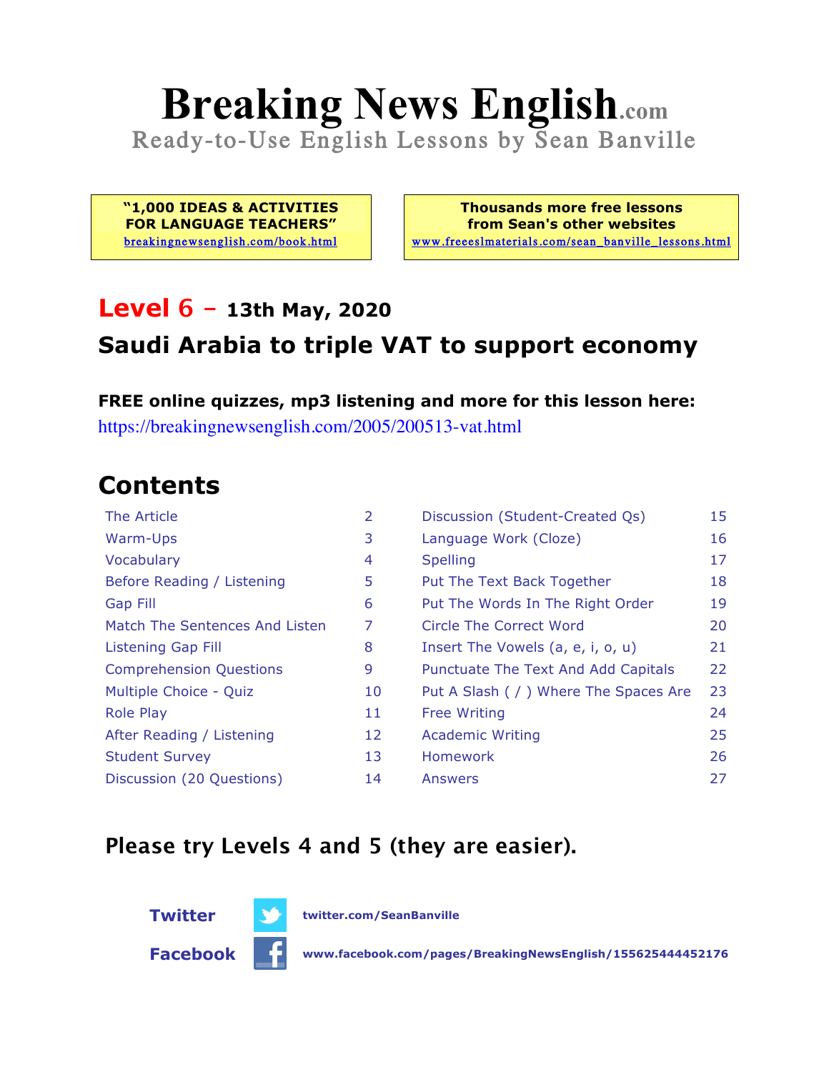# Breaking News English.com

Ready-to-Use English Lessons by Sean Banville

**"1,000 IDEAS & ACTIVITIES FOR LANGUAGE TEACHERS"**
breakingnewsenglish.com/book.html

**Thousands more free lessons from Sean's other websites**
www.freeeslmaterials.com/sean_banville_lessons.html

## Level 6 – 13th May, 2020

## Saudi Arabia to triple VAT to support economy

**FREE online quizzes, mp3 listening and more for this lesson here:**
https://breakingnewsenglish.com/2005/200513-vat.html

## Contents

| | | | |
|---|---|---|---|
| The Article | 2 | Discussion (Student-Created Qs) | 15 |
| Warm-Ups | 3 | Language Work (Cloze) | 16 |
| Vocabulary | 4 | Spelling | 17 |
| Before Reading / Listening | 5 | Put The Text Back Together | 18 |
| Gap Fill | 6 | Put The Words In The Right Order | 19 |
| Match The Sentences And Listen | 7 | Circle The Correct Word | 20 |
| Listening Gap Fill | 8 | Insert The Vowels (a, e, i, o, u) | 21 |
| Comprehension Questions | 9 | Punctuate The Text And Add Capitals | 22 |
| Multiple Choice - Quiz | 10 | Put A Slash ( / ) Where The Spaces Are | 23 |
| Role Play | 11 | Free Writing | 24 |
| After Reading / Listening | 12 | Academic Writing | 25 |
| Student Survey | 13 | Homework | 26 |
| Discussion (20 Questions) | 14 | Answers | 27 |

**Please try Levels 4 and 5 (they are easier).**

**Twitter** twitter.com/SeanBanville

**Facebook** www.facebook.com/pages/BreakingNewsEnglish/155625444452176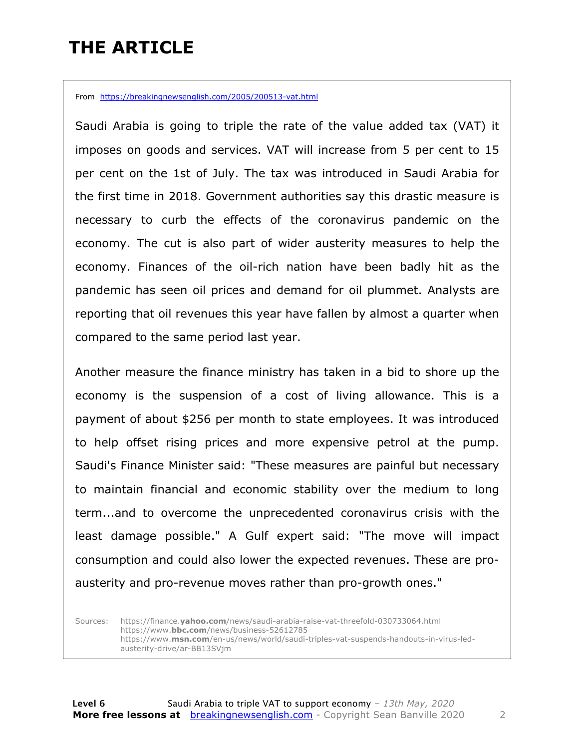# THE ARTICLE

From https://breakingnewsenglish.com/2005/200513-vat.html

Saudi Arabia is going to triple the rate of the value added tax (VAT) it imposes on goods and services. VAT will increase from 5 per cent to 15 per cent on the 1st of July. The tax was introduced in Saudi Arabia for the first time in 2018. Government authorities say this drastic measure is necessary to curb the effects of the coronavirus pandemic on the economy. The cut is also part of wider austerity measures to help the economy. Finances of the oil-rich nation have been badly hit as the pandemic has seen oil prices and demand for oil plummet. Analysts are reporting that oil revenues this year have fallen by almost a quarter when compared to the same period last year.

Another measure the finance ministry has taken in a bid to shore up the economy is the suspension of a cost of living allowance. This is a payment of about $256 per month to state employees. It was introduced to help offset rising prices and more expensive petrol at the pump. Saudi's Finance Minister said: "These measures are painful but necessary to maintain financial and economic stability over the medium to long term...and to overcome the unprecedented coronavirus crisis with the least damage possible." A Gulf expert said: "The move will impact consumption and could also lower the expected revenues. These are pro-austerity and pro-revenue moves rather than pro-growth ones."

Sources:
https://finance.yahoo.com/news/saudi-arabia-raise-vat-threefold-030733064.html
https://www.bbc.com/news/business-52612785
https://www.msn.com/en-us/news/world/saudi-triples-vat-suspends-handouts-in-virus-led-austerity-drive/ar-BB13SVjm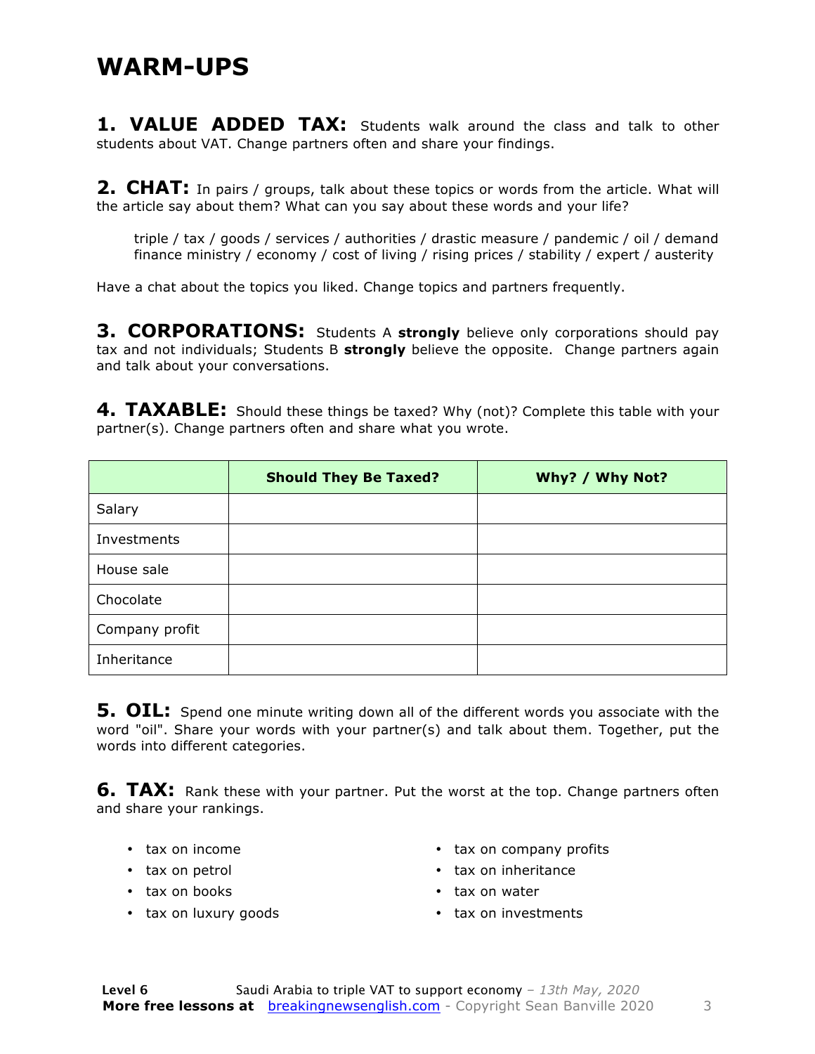# WARM-UPS

**1. VALUE ADDED TAX:** Students walk around the class and talk to other students about VAT. Change partners often and share your findings.

**2. CHAT:** In pairs / groups, talk about these topics or words from the article. What will the article say about them? What can you say about these words and your life?

> triple / tax / goods / services / authorities / drastic measure / pandemic / oil / demand
> finance ministry / economy / cost of living / rising prices / stability / expert / austerity

Have a chat about the topics you liked. Change topics and partners frequently.

**3. CORPORATIONS:** Students A **strongly** believe only corporations should pay tax and not individuals; Students B **strongly** believe the opposite. Change partners again and talk about your conversations.

**4. TAXABLE:** Should these things be taxed? Why (not)? Complete this table with your partner(s). Change partners often and share what you wrote.

| | Should They Be Taxed? | Why? / Why Not? |
|---|---|---|
| Salary | | |
| Investments | | |
| House sale | | |
| Chocolate | | |
| Company profit | | |
| Inheritance | | |

**5. OIL:** Spend one minute writing down all of the different words you associate with the word "oil". Share your words with your partner(s) and talk about them. Together, put the words into different categories.

**6. TAX:** Rank these with your partner. Put the worst at the top. Change partners often and share your rankings.

- tax on income
- tax on petrol
- tax on books
- tax on luxury goods
- tax on company profits
- tax on inheritance
- tax on water
- tax on investments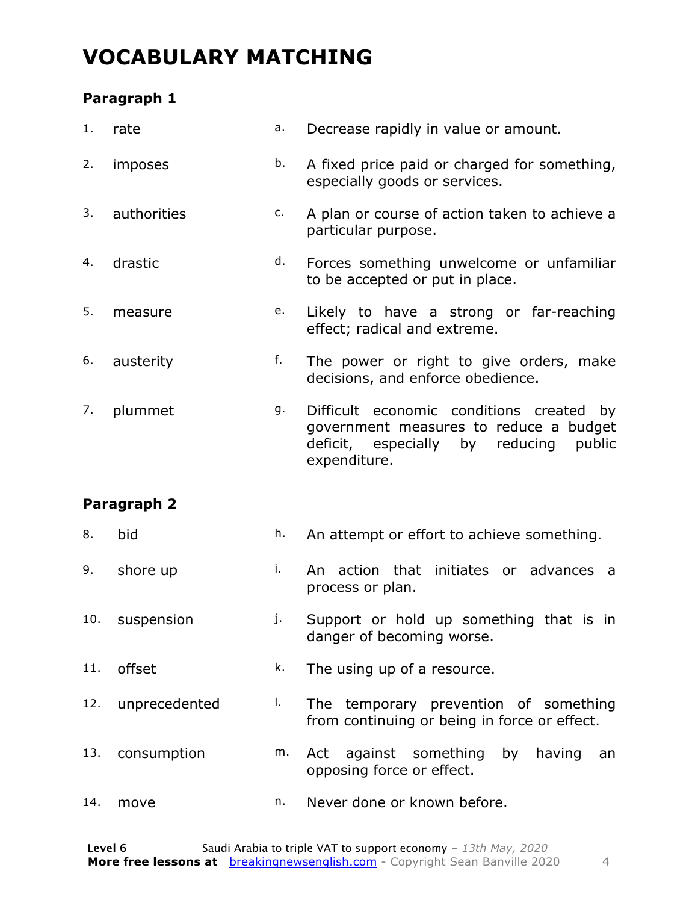# VOCABULARY MATCHING

### Paragraph 1

| | | | |
|---|---|---|---|
| 1. | rate | a. | Decrease rapidly in value or amount. |
| 2. | imposes | b. | A fixed price paid or charged for something, especially goods or services. |
| 3. | authorities | c. | A plan or course of action taken to achieve a particular purpose. |
| 4. | drastic | d. | Forces something unwelcome or unfamiliar to be accepted or put in place. |
| 5. | measure | e. | Likely to have a strong or far-reaching effect; radical and extreme. |
| 6. | austerity | f. | The power or right to give orders, make decisions, and enforce obedience. |
| 7. | plummet | g. | Difficult economic conditions created by government measures to reduce a budget deficit, especially by reducing public expenditure. |

### Paragraph 2

| | | | |
|---|---|---|---|
| 8. | bid | h. | An attempt or effort to achieve something. |
| 9. | shore up | i. | An action that initiates or advances a process or plan. |
| 10. | suspension | j. | Support or hold up something that is in danger of becoming worse. |
| 11. | offset | k. | The using up of a resource. |
| 12. | unprecedented | l. | The temporary prevention of something from continuing or being in force or effect. |
| 13. | consumption | m. | Act against something by having an opposing force or effect. |
| 14. | move | n. | Never done or known before. |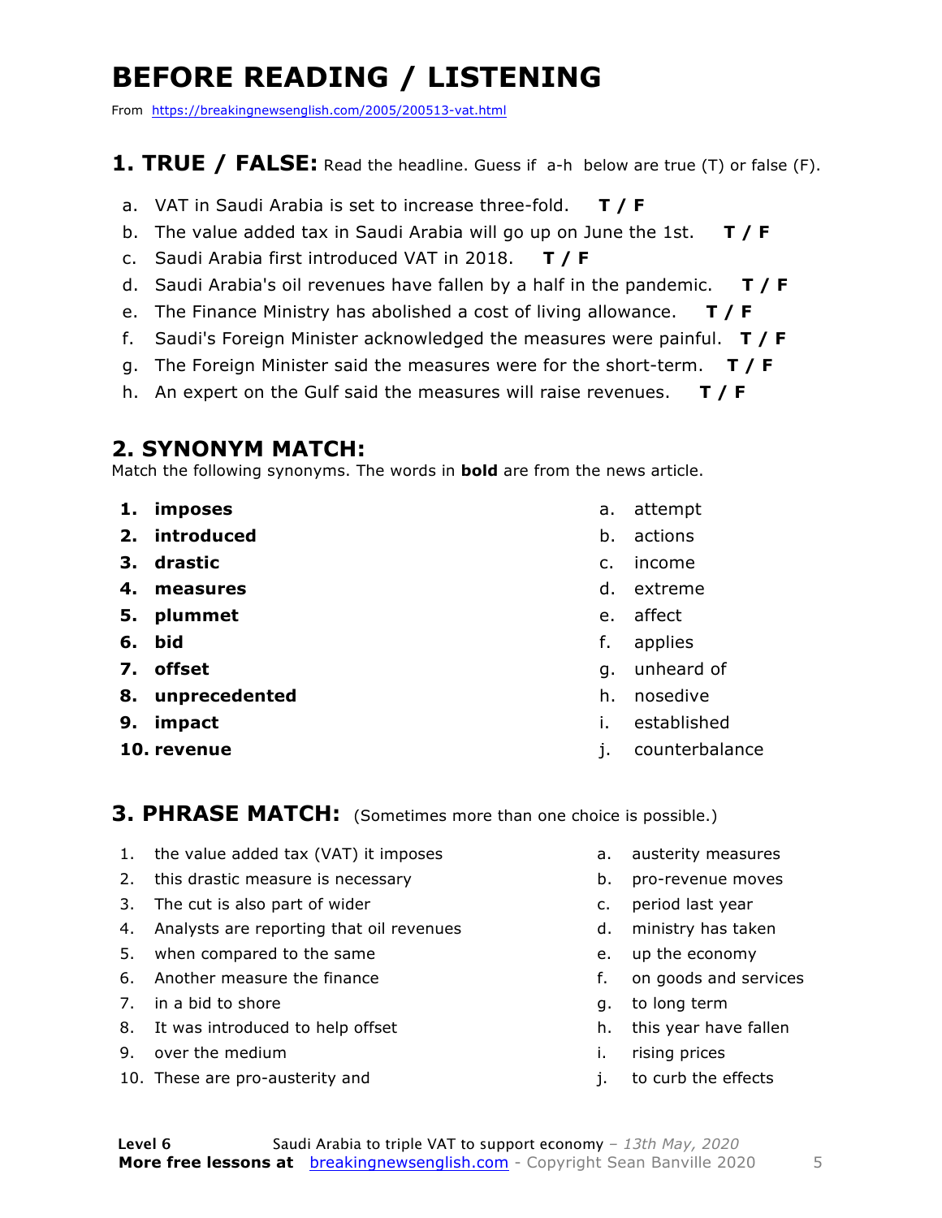# BEFORE READING / LISTENING

From https://breakingnewsenglish.com/2005/200513-vat.html

## 1. TRUE / FALSE: Read the headline. Guess if a-h below are true (T) or false (F).

a. VAT in Saudi Arabia is set to increase three-fold. **T / F**

b. The value added tax in Saudi Arabia will go up on June the 1st. **T / F**

c. Saudi Arabia first introduced VAT in 2018. **T / F**

d. Saudi Arabia's oil revenues have fallen by a half in the pandemic. **T / F**

e. The Finance Ministry has abolished a cost of living allowance. **T / F**

f. Saudi's Foreign Minister acknowledged the measures were painful. **T / F**

g. The Foreign Minister said the measures were for the short-term. **T / F**

h. An expert on the Gulf said the measures will raise revenues. **T / F**

## 2. SYNONYM MATCH:

Match the following synonyms. The words in **bold** are from the news article.

| | | | |
|---|---|---|---|
| 1. | **imposes** | a. | attempt |
| 2. | **introduced** | b. | actions |
| 3. | **drastic** | c. | income |
| 4. | **measures** | d. | extreme |
| 5. | **plummet** | e. | affect |
| 6. | **bid** | f. | applies |
| 7. | **offset** | g. | unheard of |
| 8. | **unprecedented** | h. | nosedive |
| 9. | **impact** | i. | established |
| 10. | **revenue** | j. | counterbalance |

## 3. PHRASE MATCH: (Sometimes more than one choice is possible.)

| | | | |
|---|---|---|---|
| 1. | the value added tax (VAT) it imposes | a. | austerity measures |
| 2. | this drastic measure is necessary | b. | pro-revenue moves |
| 3. | The cut is also part of wider | c. | period last year |
| 4. | Analysts are reporting that oil revenues | d. | ministry has taken |
| 5. | when compared to the same | e. | up the economy |
| 6. | Another measure the finance | f. | on goods and services |
| 7. | in a bid to shore | g. | to long term |
| 8. | It was introduced to help offset | h. | this year have fallen |
| 9. | over the medium | i. | rising prices |
| 10. | These are pro-austerity and | j. | to curb the effects |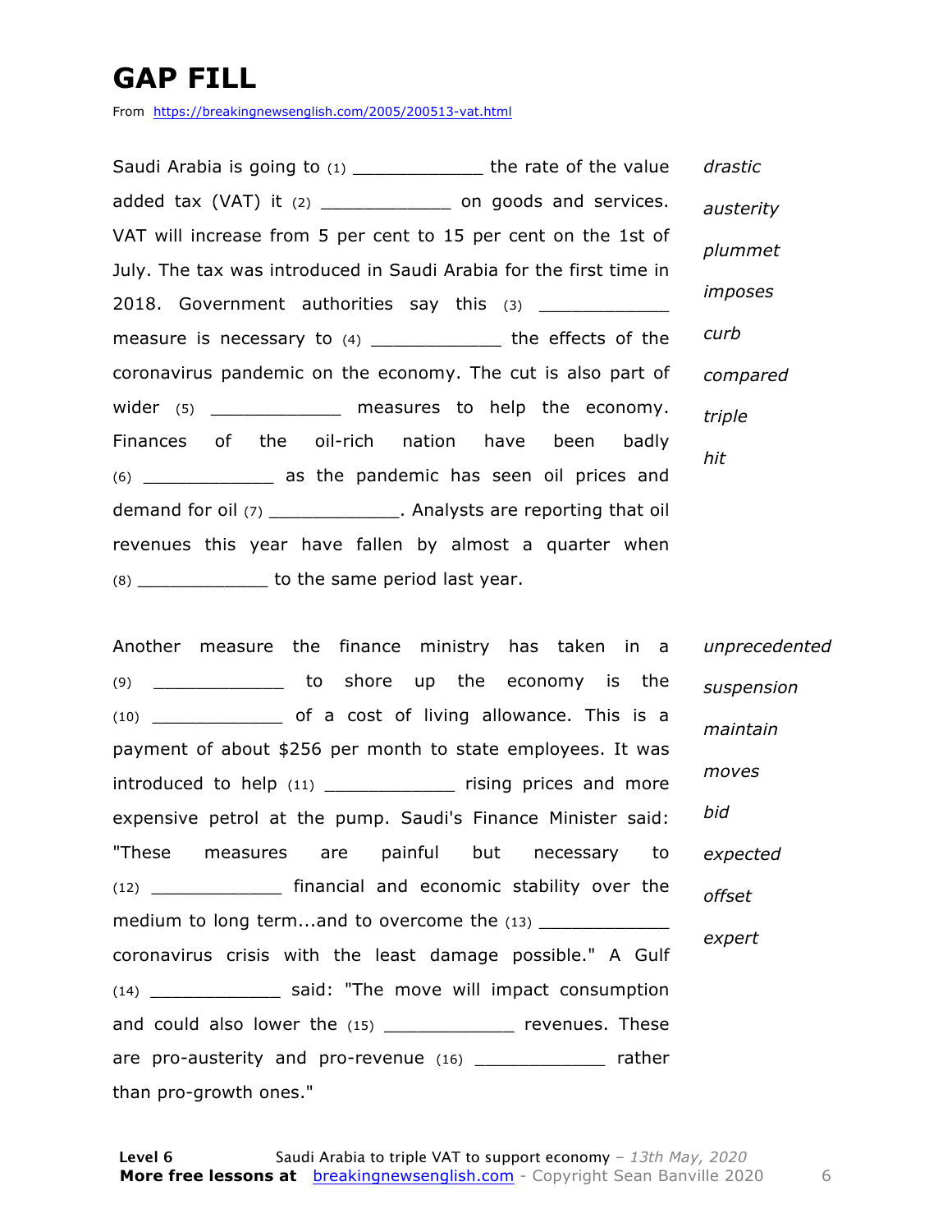# GAP FILL

From https://breakingnewsenglish.com/2005/200513-vat.html

Saudi Arabia is going to (1) ____________ the rate of the value added tax (VAT) it (2) ____________ on goods and services. VAT will increase from 5 per cent to 15 per cent on the 1st of July. The tax was introduced in Saudi Arabia for the first time in 2018. Government authorities say this (3) ____________ measure is necessary to (4) ____________ the effects of the coronavirus pandemic on the economy. The cut is also part of wider (5) ____________ measures to help the economy. Finances of the oil-rich nation have been badly (6) ____________ as the pandemic has seen oil prices and demand for oil (7) ____________. Analysts are reporting that oil revenues this year have fallen by almost a quarter when (8) ____________ to the same period last year.

*drastic*
*austerity*
*plummet*
*imposes*
*curb*
*compared*
*triple*
*hit*

Another measure the finance ministry has taken in a (9) ____________ to shore up the economy is the (10) ____________ of a cost of living allowance. This is a payment of about $256 per month to state employees. It was introduced to help (11) ____________ rising prices and more expensive petrol at the pump. Saudi's Finance Minister said: "These measures are painful but necessary to (12) ____________ financial and economic stability over the medium to long term...and to overcome the (13) ____________ coronavirus crisis with the least damage possible." A Gulf (14) ____________ said: "The move will impact consumption and could also lower the (15) ____________ revenues. These are pro-austerity and pro-revenue (16) ____________ rather than pro-growth ones."

*unprecedented*
*suspension*
*maintain*
*moves*
*bid*
*expected*
*offset*
*expert*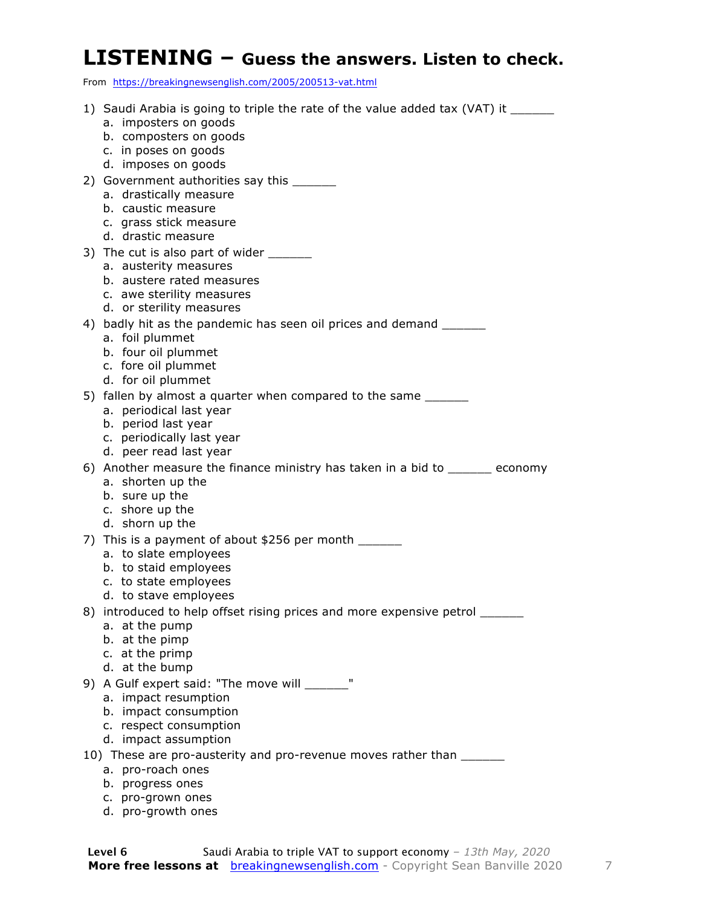# LISTENING – Guess the answers. Listen to check.

From https://breakingnewsenglish.com/2005/200513-vat.html

1) Saudi Arabia is going to triple the rate of the value added tax (VAT) it ______
   a. imposters on goods
   b. composters on goods
   c. in poses on goods
   d. imposes on goods
2) Government authorities say this ______
   a. drastically measure
   b. caustic measure
   c. grass stick measure
   d. drastic measure
3) The cut is also part of wider ______
   a. austerity measures
   b. austere rated measures
   c. awe sterility measures
   d. or sterility measures
4) badly hit as the pandemic has seen oil prices and demand ______
   a. foil plummet
   b. four oil plummet
   c. fore oil plummet
   d. for oil plummet
5) fallen by almost a quarter when compared to the same ______
   a. periodical last year
   b. period last year
   c. periodically last year
   d. peer read last year
6) Another measure the finance ministry has taken in a bid to ______ economy
   a. shorten up the
   b. sure up the
   c. shore up the
   d. shorn up the
7) This is a payment of about $256 per month ______
   a. to slate employees
   b. to staid employees
   c. to state employees
   d. to stave employees
8) introduced to help offset rising prices and more expensive petrol ______
   a. at the pump
   b. at the pimp
   c. at the primp
   d. at the bump
9) A Gulf expert said: "The move will ______"
   a. impact resumption
   b. impact consumption
   c. respect consumption
   d. impact assumption
10) These are pro-austerity and pro-revenue moves rather than ______
   a. pro-roach ones
   b. progress ones
   c. pro-grown ones
   d. pro-growth ones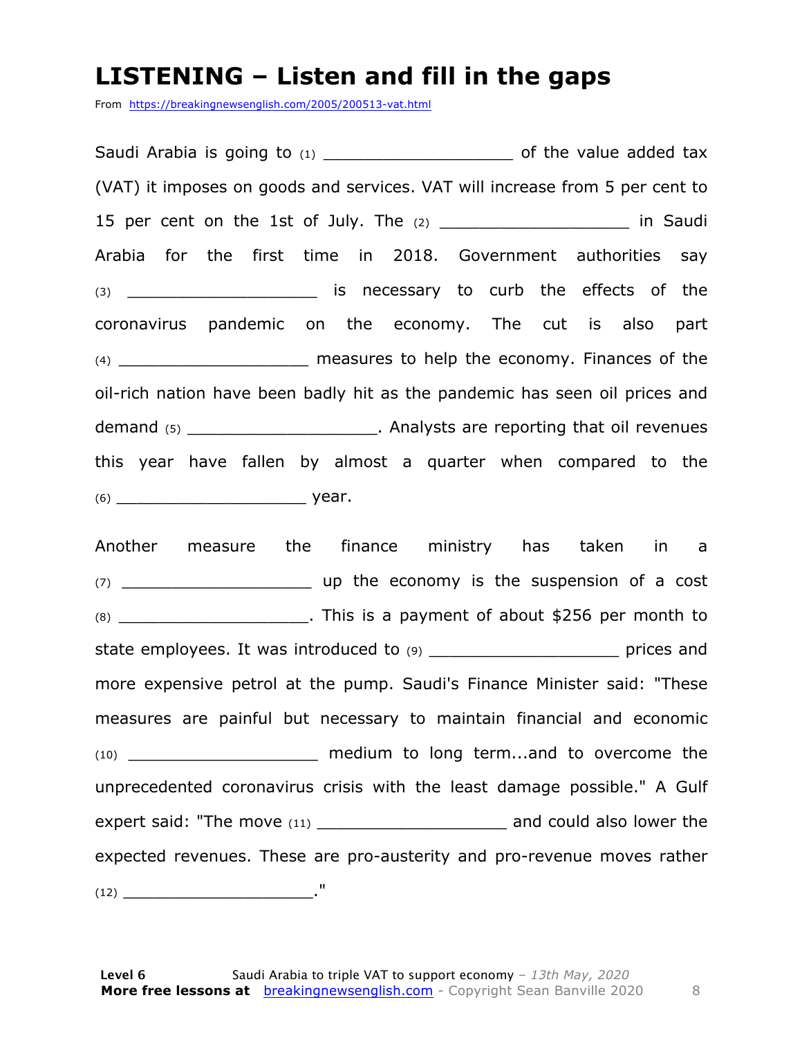# LISTENING – Listen and fill in the gaps

From https://breakingnewsenglish.com/2005/200513-vat.html

Saudi Arabia is going to (1) ____________________ of the value added tax (VAT) it imposes on goods and services. VAT will increase from 5 per cent to 15 per cent on the 1st of July. The (2) ____________________ in Saudi Arabia for the first time in 2018. Government authorities say (3) ____________________ is necessary to curb the effects of the coronavirus pandemic on the economy. The cut is also part (4) ____________________ measures to help the economy. Finances of the oil-rich nation have been badly hit as the pandemic has seen oil prices and demand (5) ____________________. Analysts are reporting that oil revenues this year have fallen by almost a quarter when compared to the (6) ____________________ year.

Another measure the finance ministry has taken in a (7) ____________________ up the economy is the suspension of a cost (8) ____________________. This is a payment of about $256 per month to state employees. It was introduced to (9) ____________________ prices and more expensive petrol at the pump. Saudi's Finance Minister said: "These measures are painful but necessary to maintain financial and economic (10) ____________________ medium to long term...and to overcome the unprecedented coronavirus crisis with the least damage possible." A Gulf expert said: "The move (11) ____________________ and could also lower the expected revenues. These are pro-austerity and pro-revenue moves rather (12) ______________________."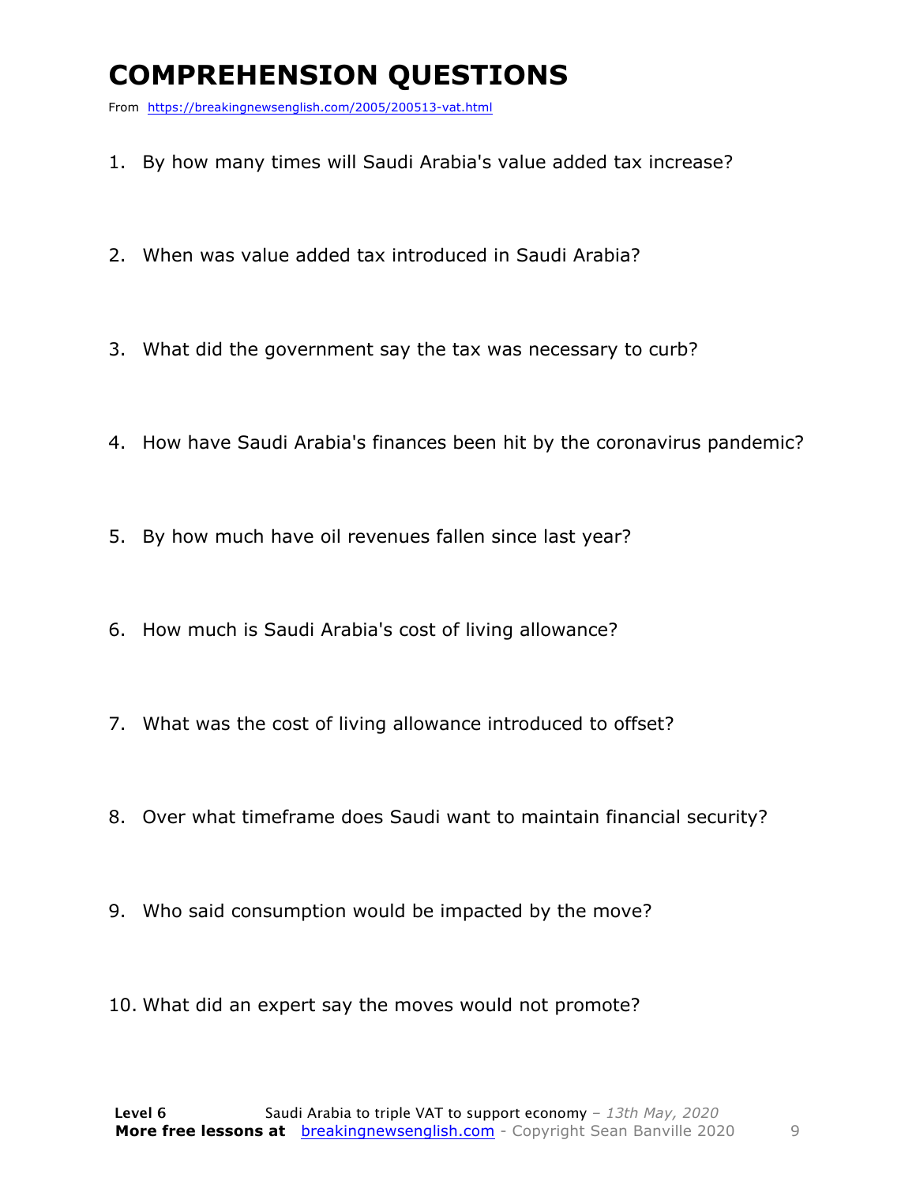# COMPREHENSION QUESTIONS

From https://breakingnewsenglish.com/2005/200513-vat.html

1. By how many times will Saudi Arabia's value added tax increase?
2. When was value added tax introduced in Saudi Arabia?
3. What did the government say the tax was necessary to curb?
4. How have Saudi Arabia's finances been hit by the coronavirus pandemic?
5. By how much have oil revenues fallen since last year?
6. How much is Saudi Arabia's cost of living allowance?
7. What was the cost of living allowance introduced to offset?
8. Over what timeframe does Saudi want to maintain financial security?
9. Who said consumption would be impacted by the move?
10. What did an expert say the moves would not promote?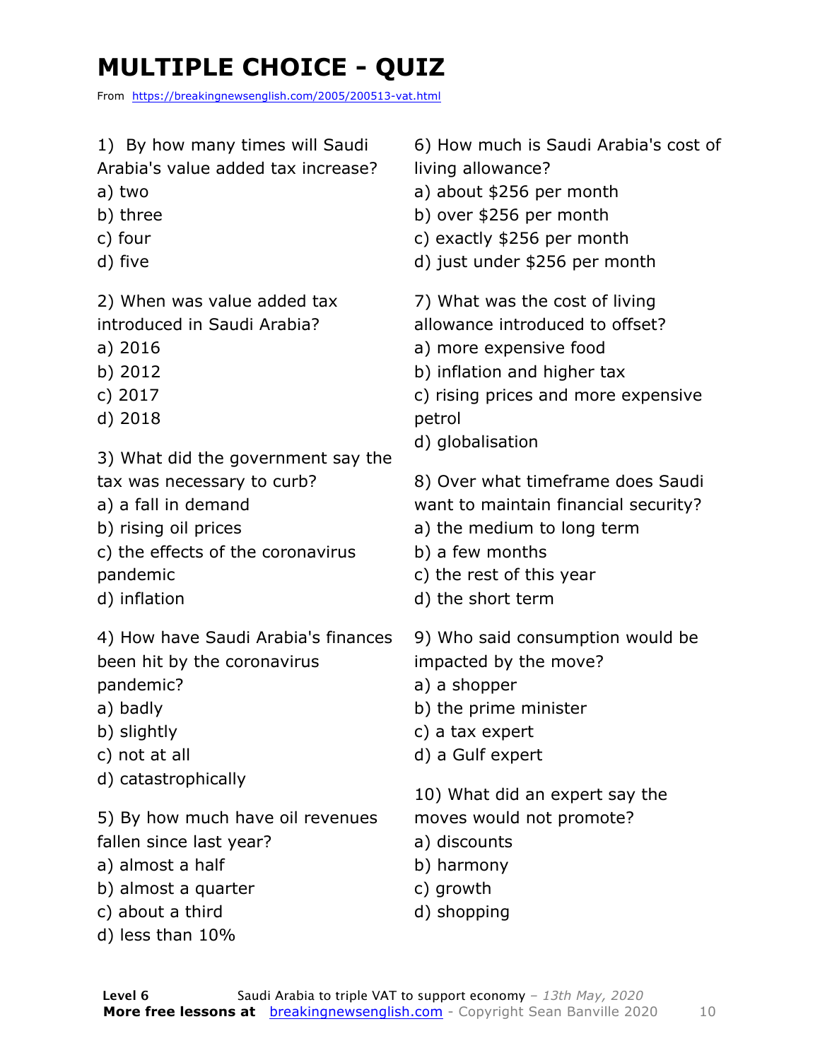# MULTIPLE CHOICE - QUIZ

From https://breakingnewsenglish.com/2005/200513-vat.html

1) By how many times will Saudi Arabia's value added tax increase?
a) two
b) three
c) four
d) five

2) When was value added tax introduced in Saudi Arabia?
a) 2016
b) 2012
c) 2017
d) 2018

3) What did the government say the tax was necessary to curb?
a) a fall in demand
b) rising oil prices
c) the effects of the coronavirus pandemic
d) inflation

4) How have Saudi Arabia's finances been hit by the coronavirus pandemic?
a) badly
b) slightly
c) not at all
d) catastrophically

5) By how much have oil revenues fallen since last year?
a) almost a half
b) almost a quarter
c) about a third
d) less than 10%

6) How much is Saudi Arabia's cost of living allowance?
a) about $256 per month
b) over $256 per month
c) exactly $256 per month
d) just under $256 per month

7) What was the cost of living allowance introduced to offset?
a) more expensive food
b) inflation and higher tax
c) rising prices and more expensive petrol
d) globalisation

8) Over what timeframe does Saudi want to maintain financial security?
a) the medium to long term
b) a few months
c) the rest of this year
d) the short term

9) Who said consumption would be impacted by the move?
a) a shopper
b) the prime minister
c) a tax expert
d) a Gulf expert

10) What did an expert say the moves would not promote?
a) discounts
b) harmony
c) growth
d) shopping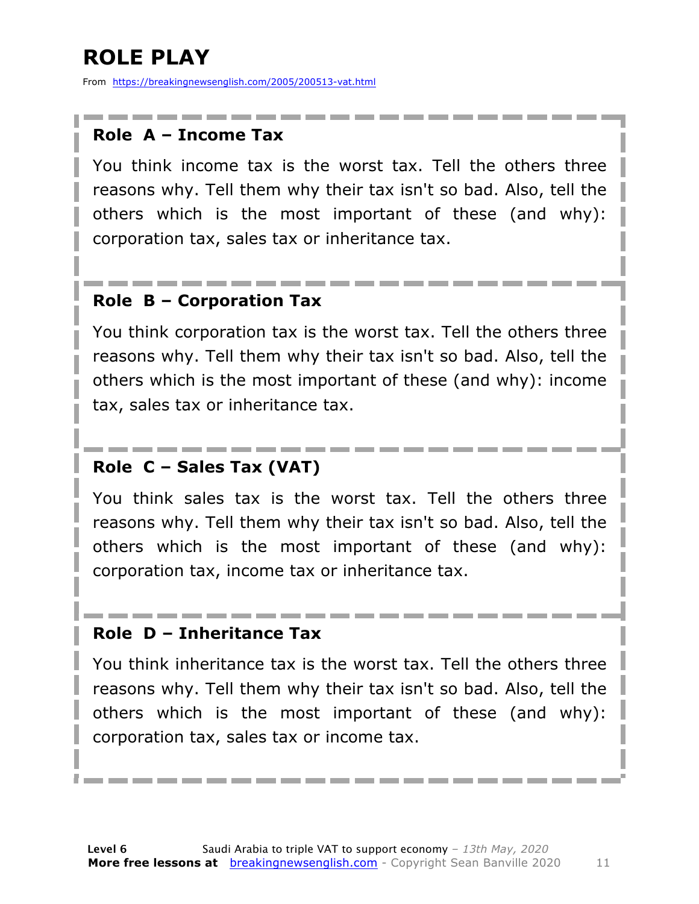# ROLE PLAY

From https://breakingnewsenglish.com/2005/200513-vat.html

### Role A – Income Tax

You think income tax is the worst tax. Tell the others three reasons why. Tell them why their tax isn't so bad. Also, tell the others which is the most important of these (and why): corporation tax, sales tax or inheritance tax.

### Role B – Corporation Tax

You think corporation tax is the worst tax. Tell the others three reasons why. Tell them why their tax isn't so bad. Also, tell the others which is the most important of these (and why): income tax, sales tax or inheritance tax.

### Role C – Sales Tax (VAT)

You think sales tax is the worst tax. Tell the others three reasons why. Tell them why their tax isn't so bad. Also, tell the others which is the most important of these (and why): corporation tax, income tax or inheritance tax.

### Role D – Inheritance Tax

You think inheritance tax is the worst tax. Tell the others three reasons why. Tell them why their tax isn't so bad. Also, tell the others which is the most important of these (and why): corporation tax, sales tax or income tax.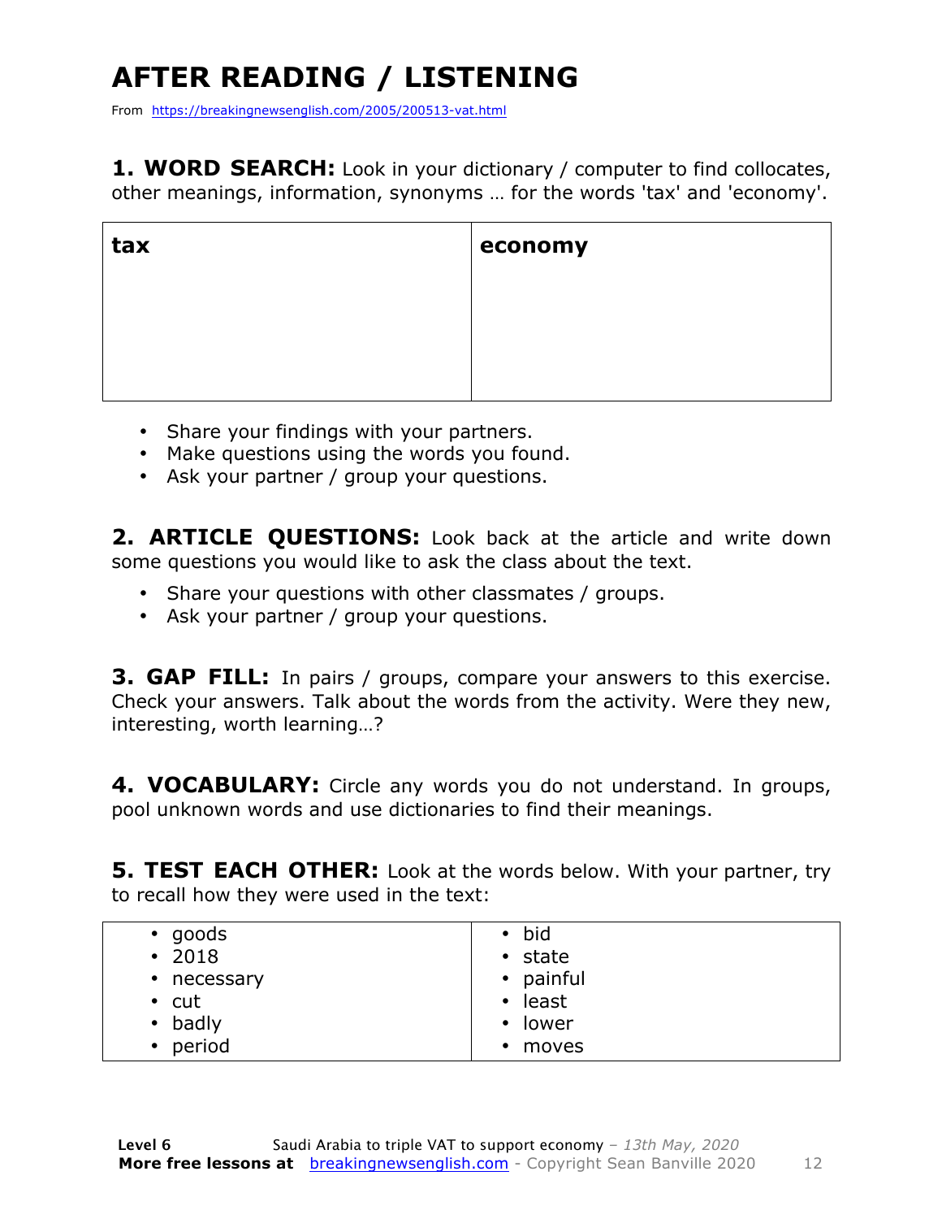# AFTER READING / LISTENING

From https://breakingnewsenglish.com/2005/200513-vat.html

**1. WORD SEARCH:** Look in your dictionary / computer to find collocates, other meanings, information, synonyms … for the words 'tax' and 'economy'.

| **tax** | **economy** |
|---|---|
| | |

- Share your findings with your partners.
- Make questions using the words you found.
- Ask your partner / group your questions.

**2. ARTICLE QUESTIONS:** Look back at the article and write down some questions you would like to ask the class about the text.

- Share your questions with other classmates / groups.
- Ask your partner / group your questions.

**3. GAP FILL:** In pairs / groups, compare your answers to this exercise. Check your answers. Talk about the words from the activity. Were they new, interesting, worth learning…?

**4. VOCABULARY:** Circle any words you do not understand. In groups, pool unknown words and use dictionaries to find their meanings.

**5. TEST EACH OTHER:** Look at the words below. With your partner, try to recall how they were used in the text:

| | |
|---|---|
| • goods | • bid |
| • 2018 | • state |
| • necessary | • painful |
| • cut | • least |
| • badly | • lower |
| • period | • moves |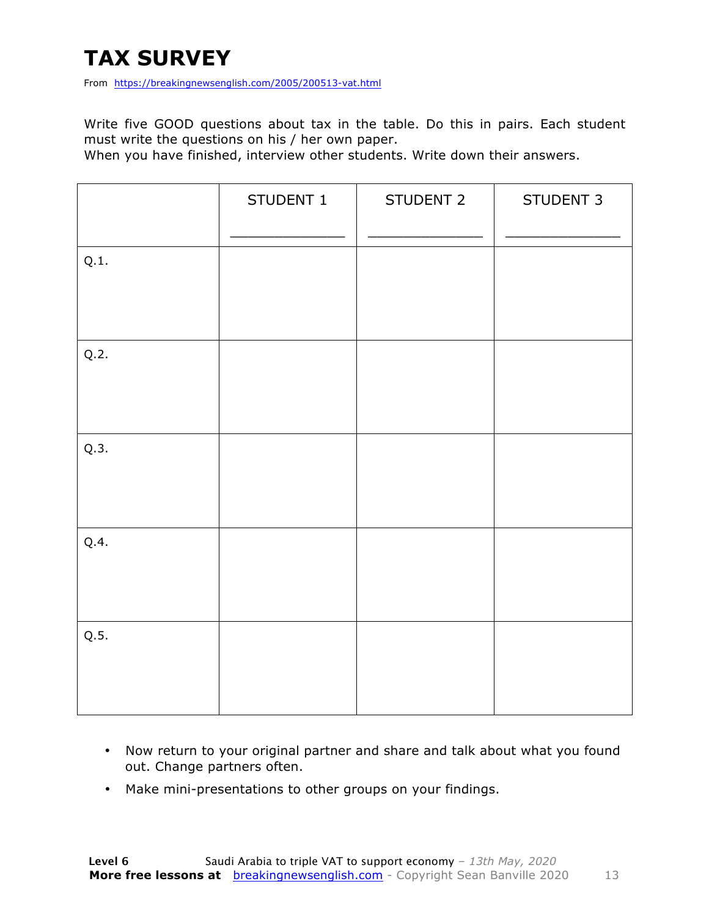# TAX SURVEY

From https://breakingnewsenglish.com/2005/200513-vat.html

Write five GOOD questions about tax in the table. Do this in pairs. Each student must write the questions on his / her own paper.
When you have finished, interview other students. Write down their answers.

| | STUDENT 1<br>_____________ | STUDENT 2<br>_____________ | STUDENT 3<br>_____________ |
|---|---|---|---|
| Q.1. | | | |
| Q.2. | | | |
| Q.3. | | | |
| Q.4. | | | |
| Q.5. | | | |

- Now return to your original partner and share and talk about what you found out. Change partners often.
- Make mini-presentations to other groups on your findings.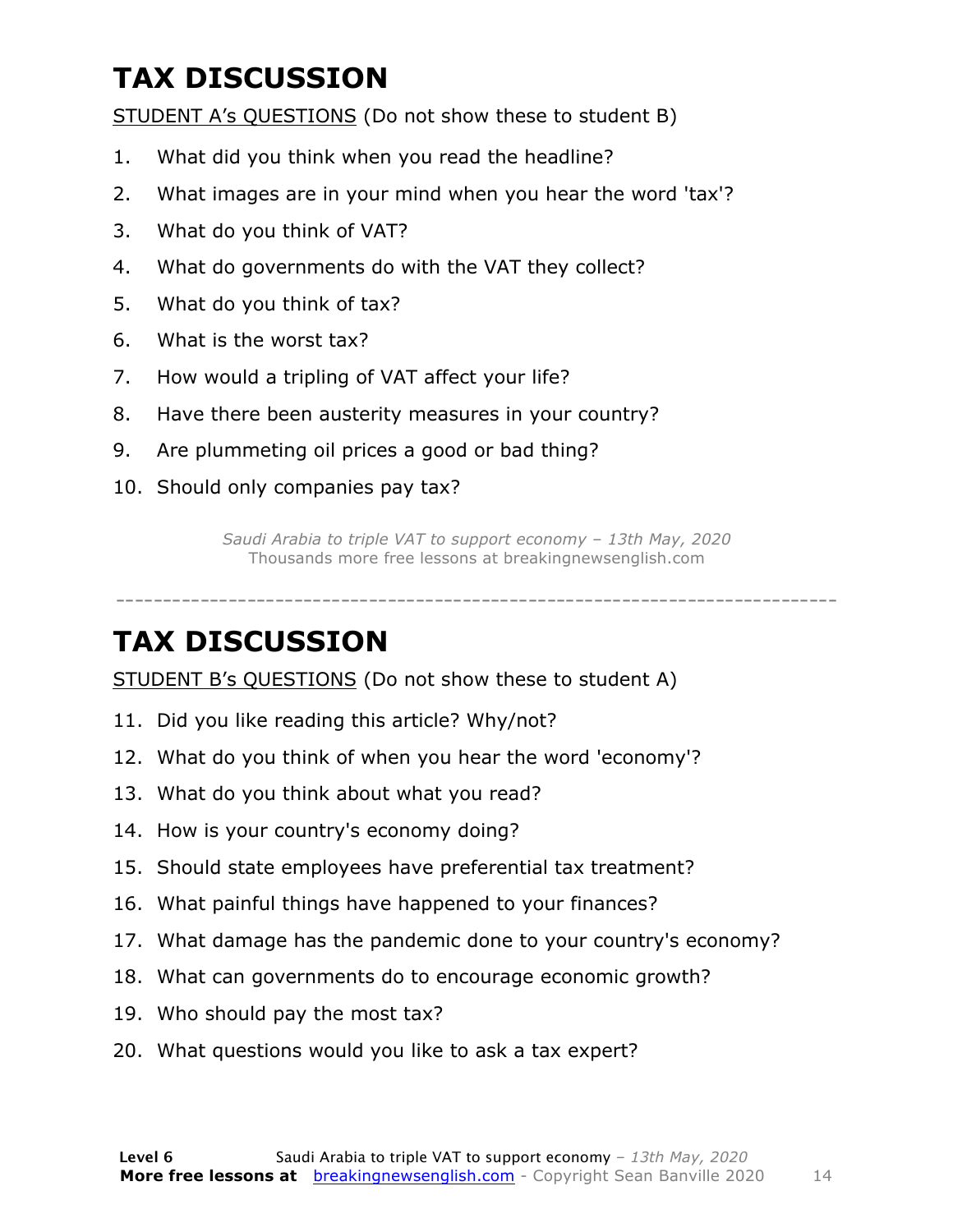# TAX DISCUSSION

STUDENT A's QUESTIONS (Do not show these to student B)

1. What did you think when you read the headline?
2. What images are in your mind when you hear the word 'tax'?
3. What do you think of VAT?
4. What do governments do with the VAT they collect?
5. What do you think of tax?
6. What is the worst tax?
7. How would a tripling of VAT affect your life?
8. Have there been austerity measures in your country?
9. Are plummeting oil prices a good or bad thing?
10. Should only companies pay tax?

*Saudi Arabia to triple VAT to support economy – 13th May, 2020*
Thousands more free lessons at breakingnewsenglish.com

---

# TAX DISCUSSION

STUDENT B's QUESTIONS (Do not show these to student A)

11. Did you like reading this article? Why/not?
12. What do you think of when you hear the word 'economy'?
13. What do you think about what you read?
14. How is your country's economy doing?
15. Should state employees have preferential tax treatment?
16. What painful things have happened to your finances?
17. What damage has the pandemic done to your country's economy?
18. What can governments do to encourage economic growth?
19. Who should pay the most tax?
20. What questions would you like to ask a tax expert?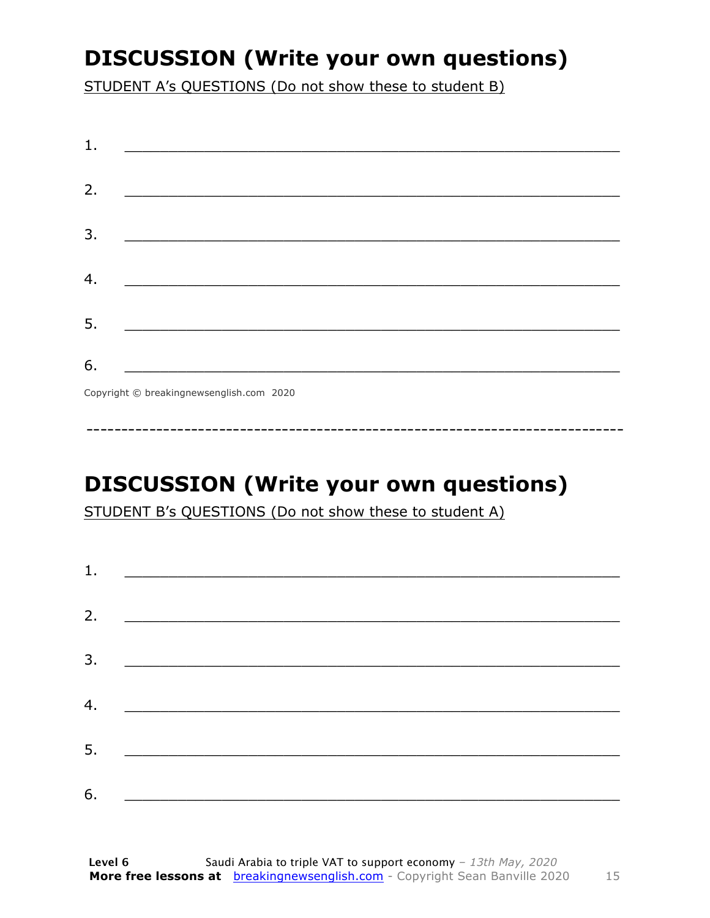## DISCUSSION (Write your own questions)

STUDENT A's QUESTIONS (Do not show these to student B)

1. ___________________________________________________________

2. ___________________________________________________________

3. ___________________________________________________________

4. ___________________________________________________________

5. ___________________________________________________________

6. ___________________________________________________________

Copyright © breakingnewsenglish.com 2020

---

## DISCUSSION (Write your own questions)

STUDENT B's QUESTIONS (Do not show these to student A)

1. ___________________________________________________________

2. ___________________________________________________________

3. ___________________________________________________________

4. ___________________________________________________________

5. ___________________________________________________________

6. ___________________________________________________________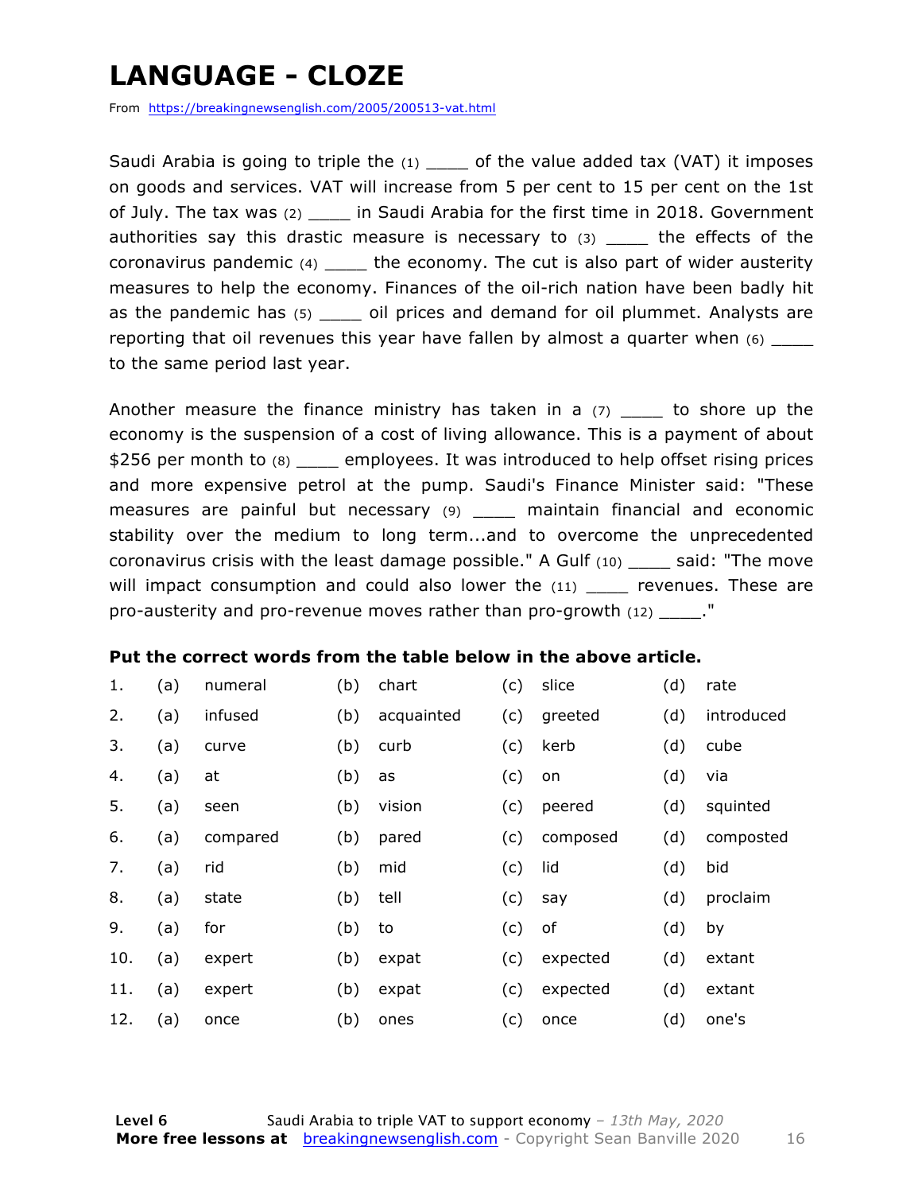# LANGUAGE - CLOZE

From https://breakingnewsenglish.com/2005/200513-vat.html

Saudi Arabia is going to triple the (1) ____ of the value added tax (VAT) it imposes on goods and services. VAT will increase from 5 per cent to 15 per cent on the 1st of July. The tax was (2) ____ in Saudi Arabia for the first time in 2018. Government authorities say this drastic measure is necessary to (3) ____ the effects of the coronavirus pandemic (4) ____ the economy. The cut is also part of wider austerity measures to help the economy. Finances of the oil-rich nation have been badly hit as the pandemic has (5) ____ oil prices and demand for oil plummet. Analysts are reporting that oil revenues this year have fallen by almost a quarter when (6) ____ to the same period last year.

Another measure the finance ministry has taken in a (7) ____ to shore up the economy is the suspension of a cost of living allowance. This is a payment of about $256 per month to (8) ____ employees. It was introduced to help offset rising prices and more expensive petrol at the pump. Saudi's Finance Minister said: "These measures are painful but necessary (9) ____ maintain financial and economic stability over the medium to long term...and to overcome the unprecedented coronavirus crisis with the least damage possible." A Gulf (10) ____ said: "The move will impact consumption and could also lower the (11) ____ revenues. These are pro-austerity and pro-revenue moves rather than pro-growth (12) ____."

**Put the correct words from the table below in the above article.**

| | | | | | | | | |
|---|---|---|---|---|---|---|---|---|
| 1. | (a) | numeral | (b) | chart | (c) | slice | (d) | rate |
| 2. | (a) | infused | (b) | acquainted | (c) | greeted | (d) | introduced |
| 3. | (a) | curve | (b) | curb | (c) | kerb | (d) | cube |
| 4. | (a) | at | (b) | as | (c) | on | (d) | via |
| 5. | (a) | seen | (b) | vision | (c) | peered | (d) | squinted |
| 6. | (a) | compared | (b) | pared | (c) | composed | (d) | composted |
| 7. | (a) | rid | (b) | mid | (c) | lid | (d) | bid |
| 8. | (a) | state | (b) | tell | (c) | say | (d) | proclaim |
| 9. | (a) | for | (b) | to | (c) | of | (d) | by |
| 10. | (a) | expert | (b) | expat | (c) | expected | (d) | extant |
| 11. | (a) | expert | (b) | expat | (c) | expected | (d) | extant |
| 12. | (a) | once | (b) | ones | (c) | once | (d) | one's |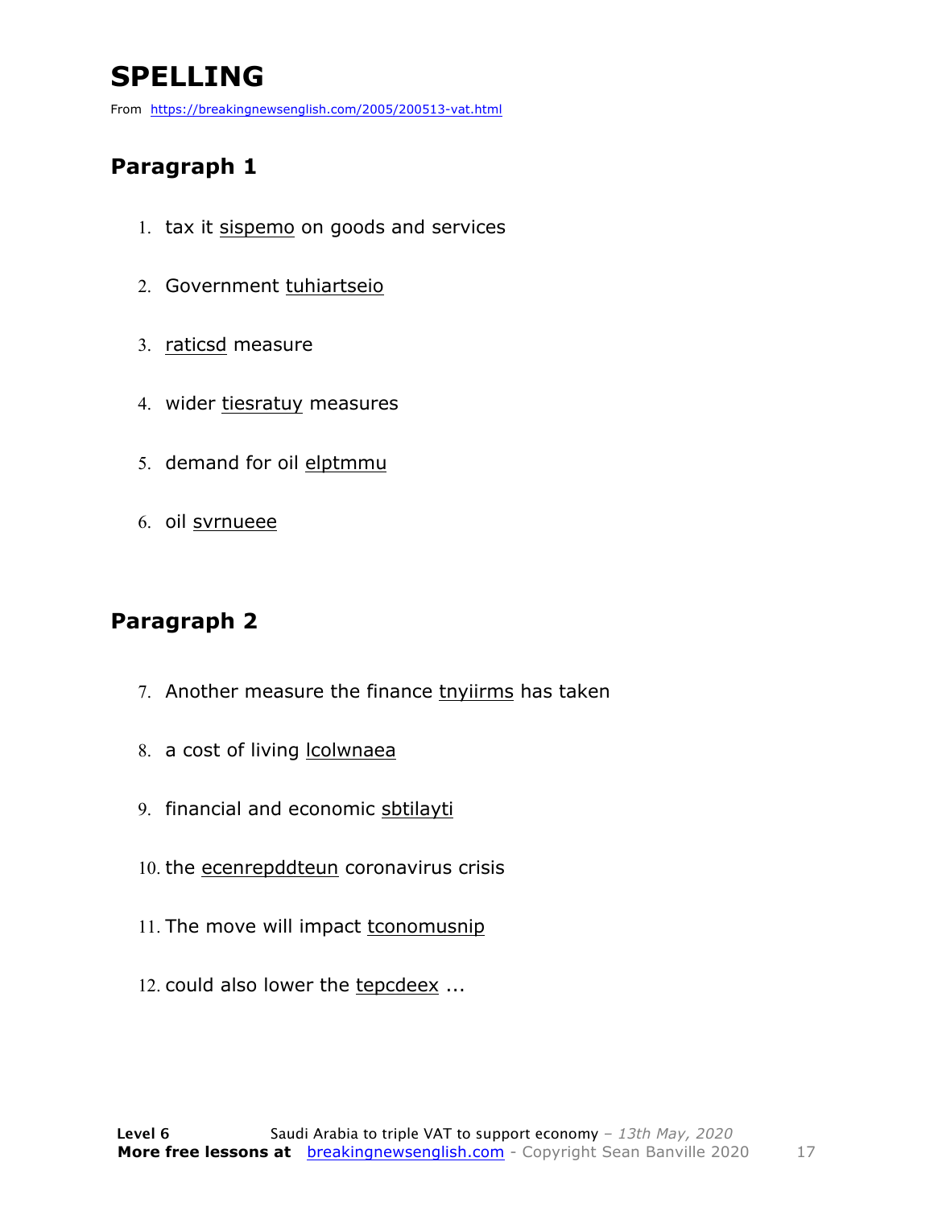# SPELLING

From https://breakingnewsenglish.com/2005/200513-vat.html

## Paragraph 1

1. tax it sispemo on goods and services
2. Government tuhiartseio
3. raticsd measure
4. wider tiesratuy measures
5. demand for oil elptmmu
6. oil svrnueee

## Paragraph 2

7. Another measure the finance tnyiirms has taken
8. a cost of living lcolwnaea
9. financial and economic sbtilayti
10. the ecenrepddteun coronavirus crisis
11. The move will impact tconomusnip
12. could also lower the tepcdeex ...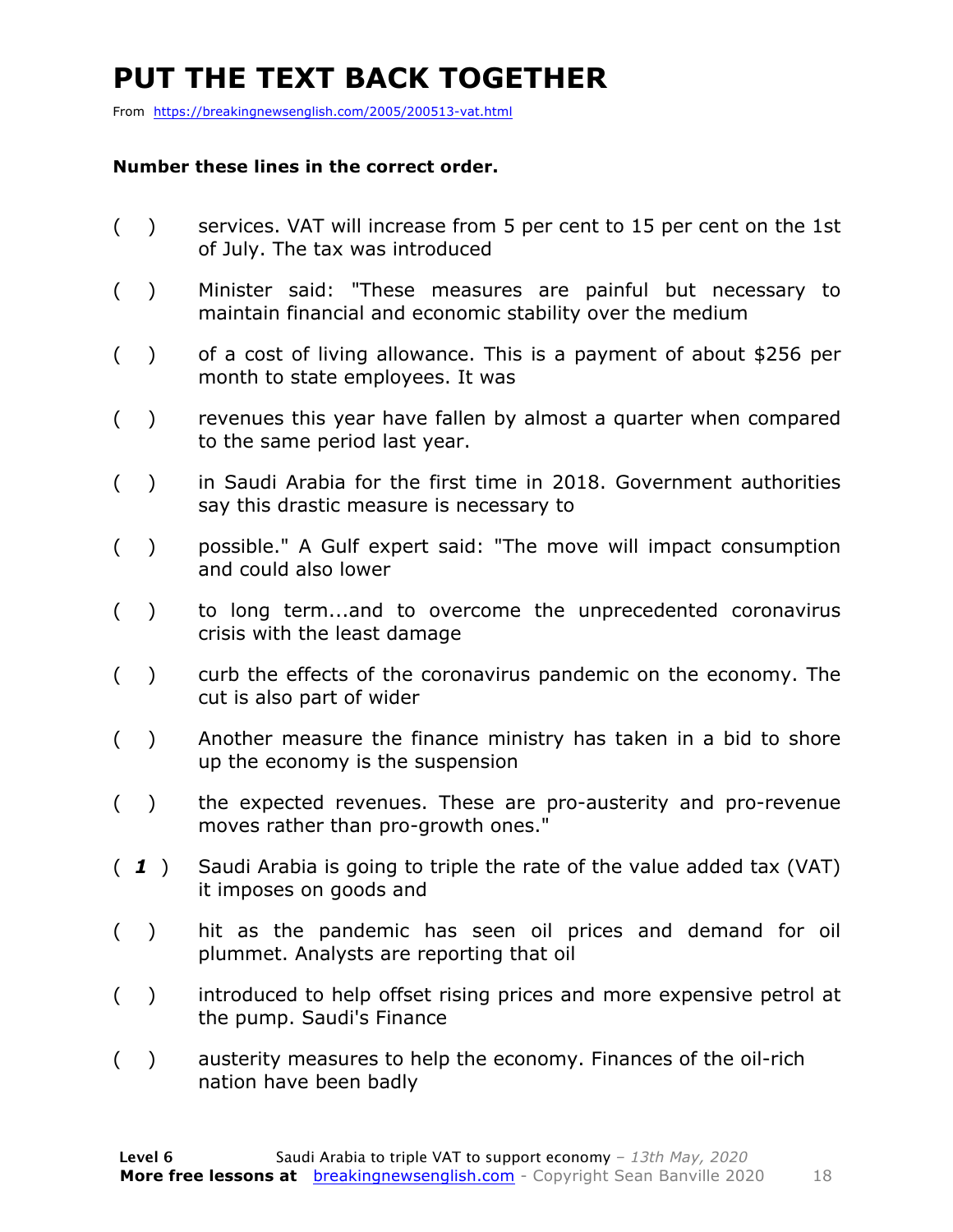# PUT THE TEXT BACK TOGETHER

From https://breakingnewsenglish.com/2005/200513-vat.html

**Number these lines in the correct order.**

( ) services. VAT will increase from 5 per cent to 15 per cent on the 1st of July. The tax was introduced

( ) Minister said: "These measures are painful but necessary to maintain financial and economic stability over the medium

( ) of a cost of living allowance. This is a payment of about $256 per month to state employees. It was

( ) revenues this year have fallen by almost a quarter when compared to the same period last year.

( ) in Saudi Arabia for the first time in 2018. Government authorities say this drastic measure is necessary to

( ) possible." A Gulf expert said: "The move will impact consumption and could also lower

( ) to long term...and to overcome the unprecedented coronavirus crisis with the least damage

( ) curb the effects of the coronavirus pandemic on the economy. The cut is also part of wider

( ) Another measure the finance ministry has taken in a bid to shore up the economy is the suspension

( ) the expected revenues. These are pro-austerity and pro-revenue moves rather than pro-growth ones."

( ***1*** ) Saudi Arabia is going to triple the rate of the value added tax (VAT) it imposes on goods and

( ) hit as the pandemic has seen oil prices and demand for oil plummet. Analysts are reporting that oil

( ) introduced to help offset rising prices and more expensive petrol at the pump. Saudi's Finance

( ) austerity measures to help the economy. Finances of the oil-rich nation have been badly

**Level 6** Saudi Arabia to triple VAT to support economy – *13th May, 2020*
**More free lessons at** breakingnewsenglish.com - Copyright Sean Banville 2020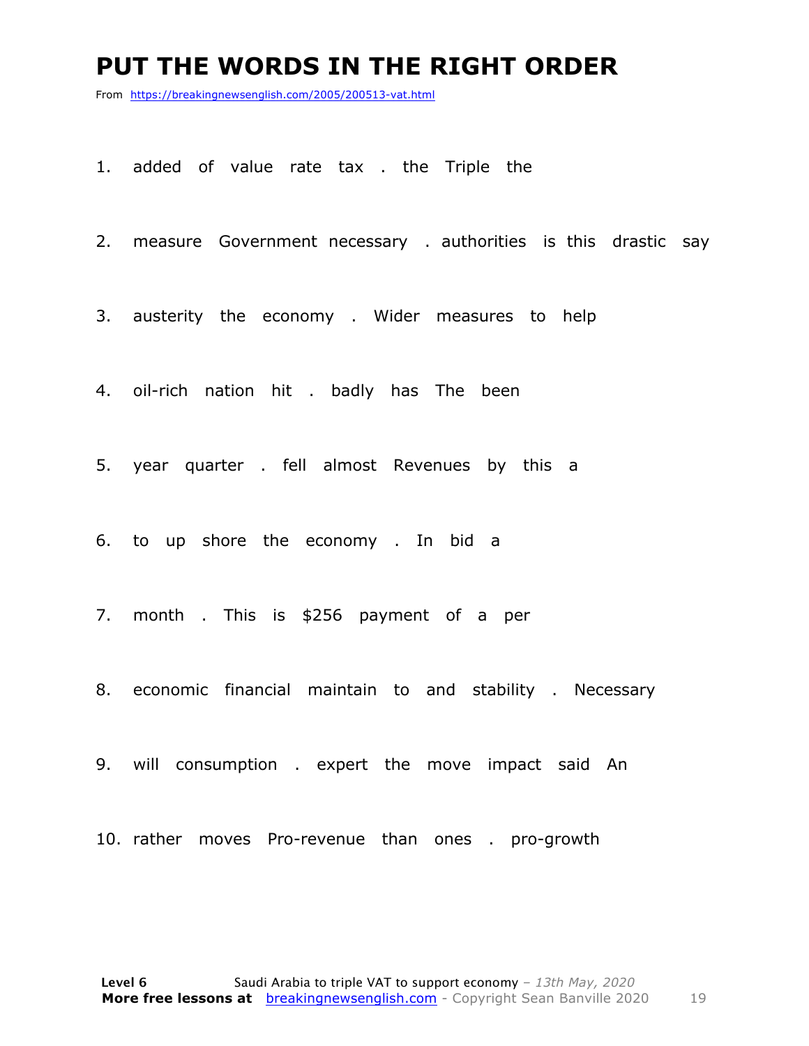# PUT THE WORDS IN THE RIGHT ORDER

From https://breakingnewsenglish.com/2005/200513-vat.html

1. added of value rate tax . the Triple the
2. measure Government necessary . authorities is this drastic say
3. austerity the economy . Wider measures to help
4. oil-rich nation hit . badly has The been
5. year quarter . fell almost Revenues by this a
6. to up shore the economy . In bid a
7. month . This is $256 payment of a per
8. economic financial maintain to and stability . Necessary
9. will consumption . expert the move impact said An
10. rather moves Pro-revenue than ones . pro-growth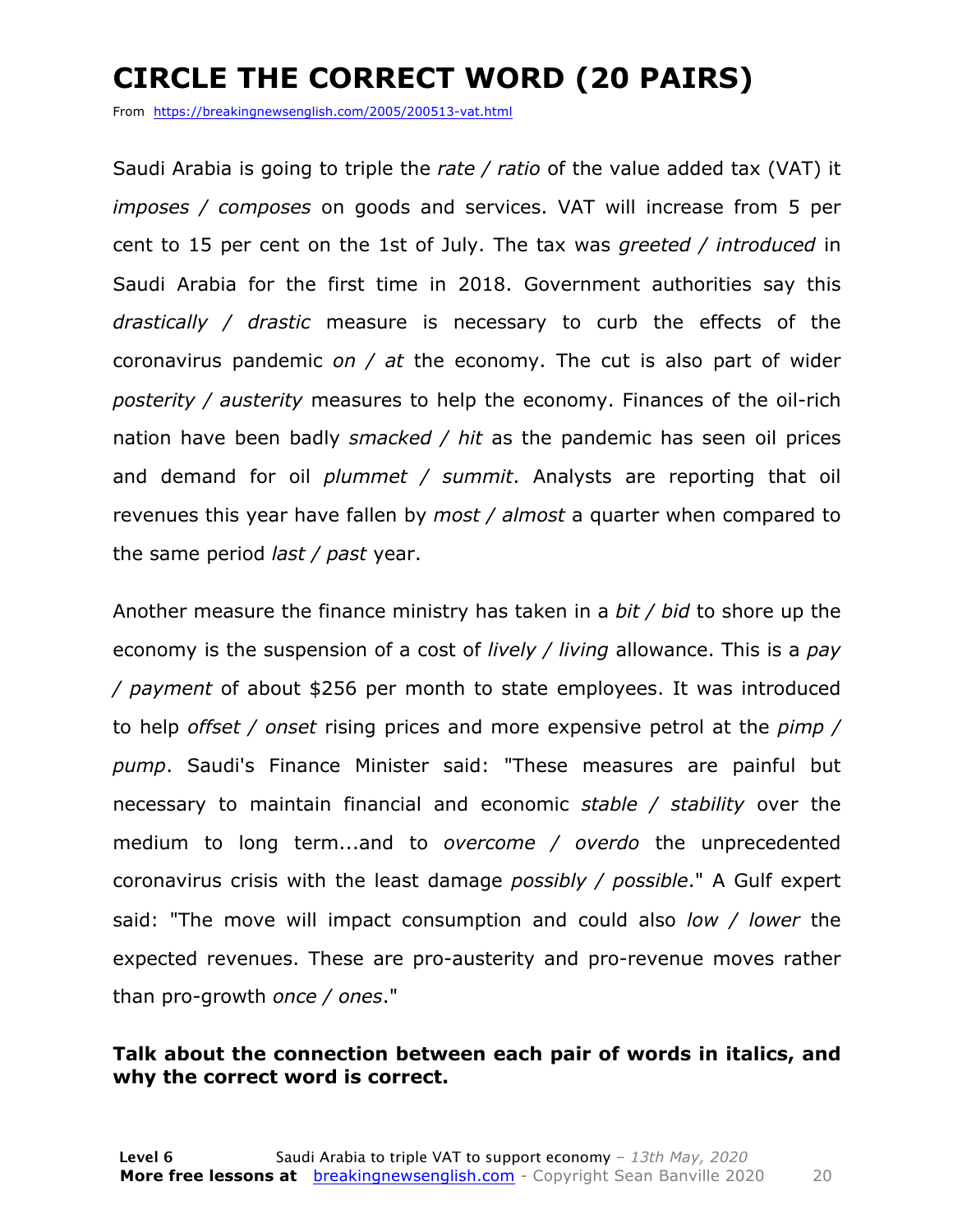# CIRCLE THE CORRECT WORD (20 PAIRS)

From https://breakingnewsenglish.com/2005/200513-vat.html

Saudi Arabia is going to triple the *rate / ratio* of the value added tax (VAT) it *imposes / composes* on goods and services. VAT will increase from 5 per cent to 15 per cent on the 1st of July. The tax was *greeted / introduced* in Saudi Arabia for the first time in 2018. Government authorities say this *drastically / drastic* measure is necessary to curb the effects of the coronavirus pandemic *on / at* the economy. The cut is also part of wider *posterity / austerity* measures to help the economy. Finances of the oil-rich nation have been badly *smacked / hit* as the pandemic has seen oil prices and demand for oil *plummet / summit*. Analysts are reporting that oil revenues this year have fallen by *most / almost* a quarter when compared to the same period *last / past* year.

Another measure the finance ministry has taken in a *bit / bid* to shore up the economy is the suspension of a cost of *lively / living* allowance. This is a *pay / payment* of about $256 per month to state employees. It was introduced to help *offset / onset* rising prices and more expensive petrol at the *pimp / pump*. Saudi's Finance Minister said: "These measures are painful but necessary to maintain financial and economic *stable / stability* over the medium to long term...and to *overcome / overdo* the unprecedented coronavirus crisis with the least damage *possibly / possible*." A Gulf expert said: "The move will impact consumption and could also *low / lower* the expected revenues. These are pro-austerity and pro-revenue moves rather than pro-growth *once / ones*."

**Talk about the connection between each pair of words in italics, and why the correct word is correct.**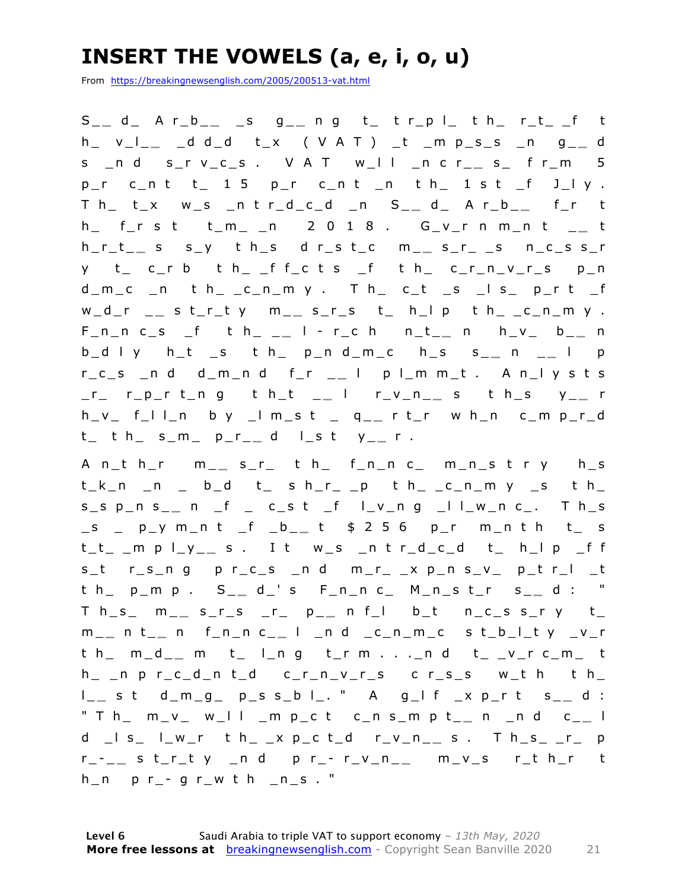# INSERT THE VOWELS (a, e, i, o, u)

From https://breakingnewsenglish.com/2005/200513-vat.html

S__d_ Ar_b__ _s g__ng t_ tr_pl_ th_ r_t_ _f th_ v_l__ _dd_d t_x (VAT) _t _mp_s_s _n g__ds _nd s_rv_c_s. VAT w_ll _ncr__s_ fr_m 5 p_r c_nt t_ 15 p_r c_nt _n th_ 1st _f J_ly. Th_ t_x w_s _ntr_d_c_d _n S__d_ Ar_b__ f_r th_ f_rst t_m_ _n 2018. G_v_rnm_nt __th_r_t__s s_y th_s dr_st_c m__s_r_ _s n_c_ss_ry t_ c_rb th_ _ff_cts _f th_ c_r_n_v_r_s p_nd_m_c _n th_ _c_n_my. Th_ c_t _s _ls_ p_rt _f w_d_r __st_r_ty m__s_r_s t_ h_lp th_ _c_n_my. F_n_nc_s _f th_ __l-r_ch n_t__n h_v_ b__n b_dly h_t _s th_ p_nd_m_c h_s s__n __l pr_c_s _nd d_m_nd f_r __l pl_mm_t. An_lysts _r_ r_p_rt_ng th_t __l r_v_n__s th_s y__r h_v_ f_ll_n by _lm_st _ q__rt_r wh_n c_mp_r_d t_ th_ s_m_ p_r__d l_st y__r.

An_th_r m__s_r_ th_ f_n_nc_ m_n_stry h_s t_k_n _n _ b_d t_ sh_r_ _p th_ _c_n_my _s th_ s_sp_ns__n _f _ c_st _f l_v_ng _ll_w_nc_. Th_s _s _ p_ym_nt _f _b__t $256 p_r m_nth t_ st_t_ _mpl_y__s. It w_s _ntr_d_c_d t_ h_lp _ffs_t r_s_ng pr_c_s _nd m_r_ _xp_ns_v_ p_tr_l _t th_ p_mp. S__d_'s F_n_nc_ M_n_st_r s__d: "Th_s_ m__s_r_s _r_ p__nf_l b_t n_c_ss_ry t_ m__nt__n f_n_nc__l _nd _c_n_m_c st_b_l_ty _v_r th_ m_d__m t_ l_ng t_rm..._nd t_ _v_rc_m_ th_ _npr_c_d_nt_d c_r_n_v_r_s cr_s_s w_th th_ l__st d_m_g_ p_ss_bl_." A g_lf _xp_rt s__d: "Th_ m_v_ w_ll _mp_ct c_ns_mpt__n _nd c__ld _ls_ l_w_r th_ _xp_ct_d r_v_n__s. Th_s_ _r_ pr_-__st_r_ty _nd pr_-r_v_n__ m_v_s r_th_r th_n pr_-gr_wth _n_s."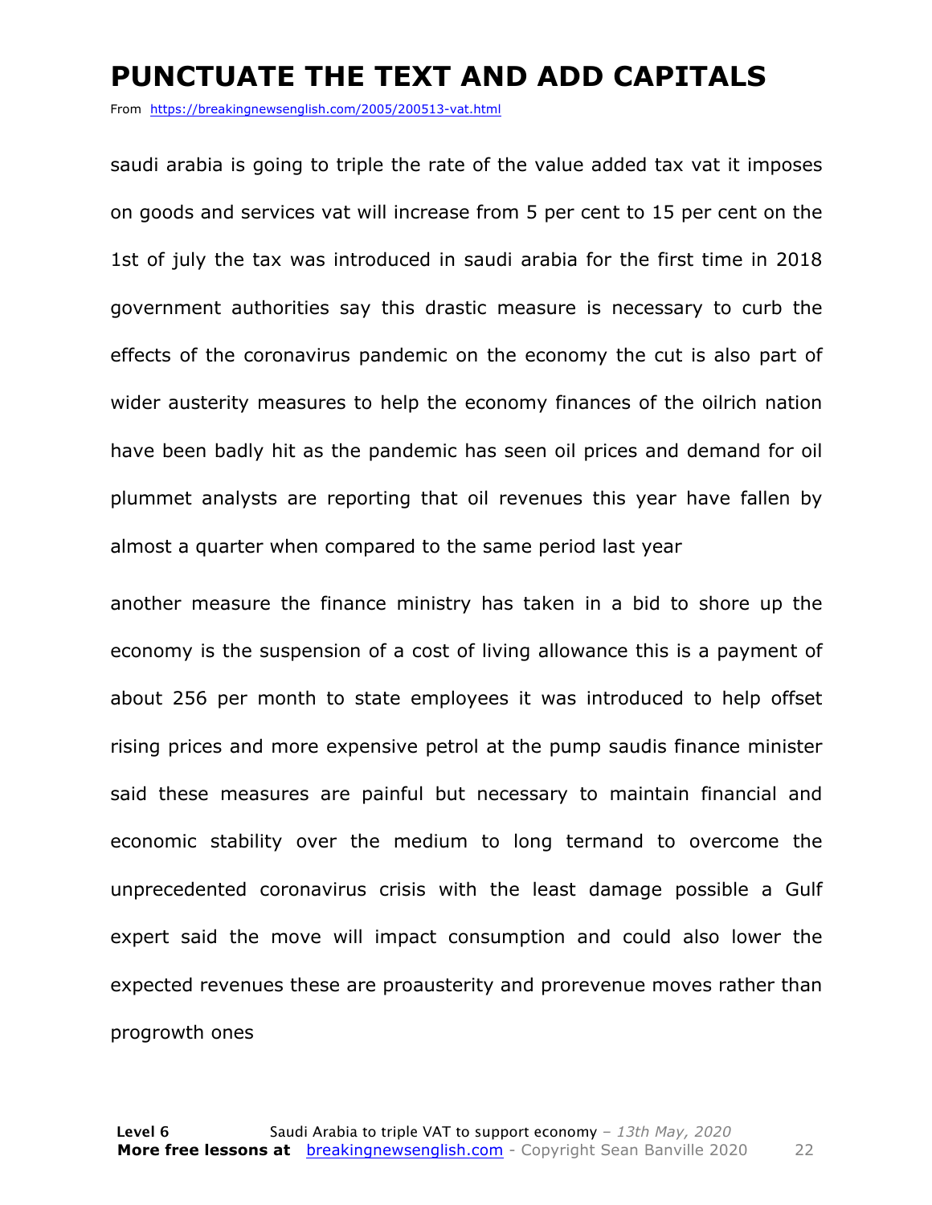# PUNCTUATE THE TEXT AND ADD CAPITALS

From https://breakingnewsenglish.com/2005/200513-vat.html

saudi arabia is going to triple the rate of the value added tax vat it imposes on goods and services vat will increase from 5 per cent to 15 per cent on the 1st of july the tax was introduced in saudi arabia for the first time in 2018 government authorities say this drastic measure is necessary to curb the effects of the coronavirus pandemic on the economy the cut is also part of wider austerity measures to help the economy finances of the oilrich nation have been badly hit as the pandemic has seen oil prices and demand for oil plummet analysts are reporting that oil revenues this year have fallen by almost a quarter when compared to the same period last year

another measure the finance ministry has taken in a bid to shore up the economy is the suspension of a cost of living allowance this is a payment of about 256 per month to state employees it was introduced to help offset rising prices and more expensive petrol at the pump saudis finance minister said these measures are painful but necessary to maintain financial and economic stability over the medium to long termand to overcome the unprecedented coronavirus crisis with the least damage possible a Gulf expert said the move will impact consumption and could also lower the expected revenues these are proausterity and prorevenue moves rather than progrowth ones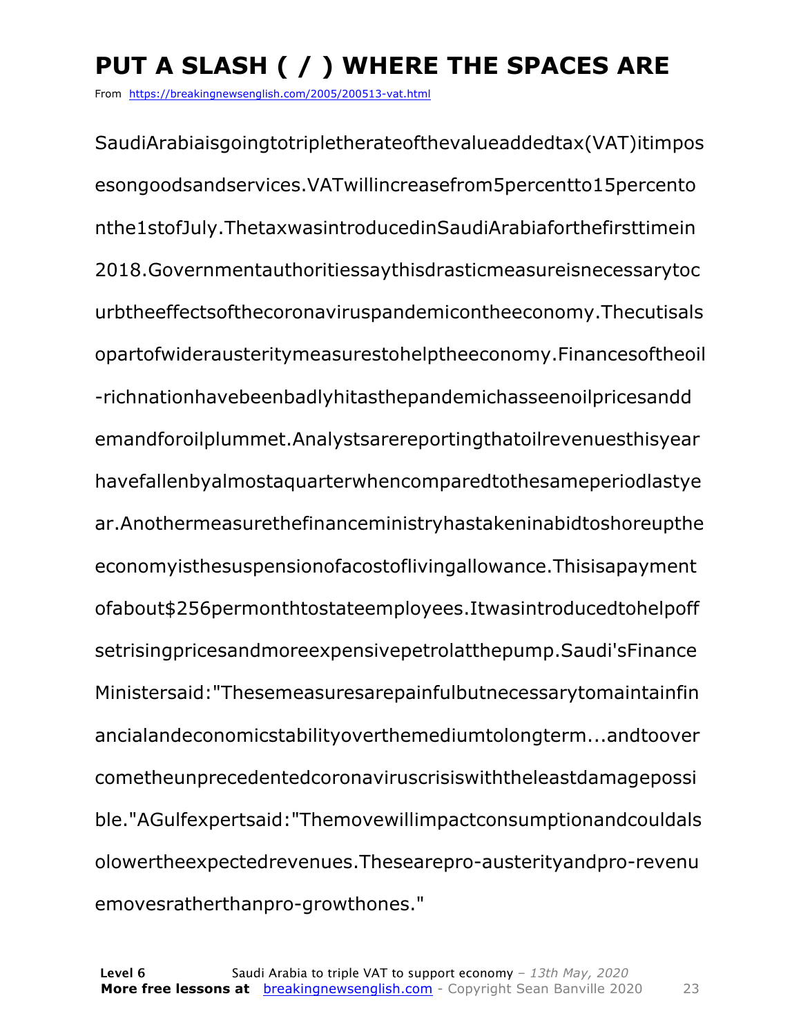# PUT A SLASH ( / ) WHERE THE SPACES ARE

From https://breakingnewsenglish.com/2005/200513-vat.html

SaudiArabiaisgoingtotripletherateofthevalueaddedtax(VAT)itimpos esongoodsandservices.VATwillincreasefrom5percentto15percento nthe1stofJuly.ThetaxwasintroducedinSaudiArabiaforthefirsttimein 2018.Governmentauthoritiessaythisdrasticmeasureisnecessarytoc urbtheeffectsofthecoronaviruspandemicontheeconomy.Thecutisals opartofwiderausteritymeasurestohelptheeconomy.Financesoftheoil -richnationhavebeenbadlyhitasthepandemichasseenoilpricesandd emandforoilplummet.Analystsarereportingthatoilrevenuesthisyear havefallenbyalmostaquarterwhencomparedtothesameperiodlastye ar.Anothermeasurethefinanceministryhastakeninabidtoshoreupthe economyisthesuspensionofacostoflivingallowance.Thisisapayment ofabout$256permonthtostateemployees.Itwasintroducedtohelpoff setrisingpricesandmoreexpensivepetrolatthepump.Saudi'sFinance Ministersaid:"Thesemeasuresarepainfulbutnecessarytomaintainfin ancialandeconomicstabilityoverthemediumtolongterm...andtoover cometheunprecedentedcoronaviruscrisiswiththeleastdamagepossi ble."AGulfexpertsaid:"Themovewillimpactconsumptionandcouldals olowertheexpectedrevenues.Thesearepro-austerityandpro-revenu emovesratherthanpro-growthones."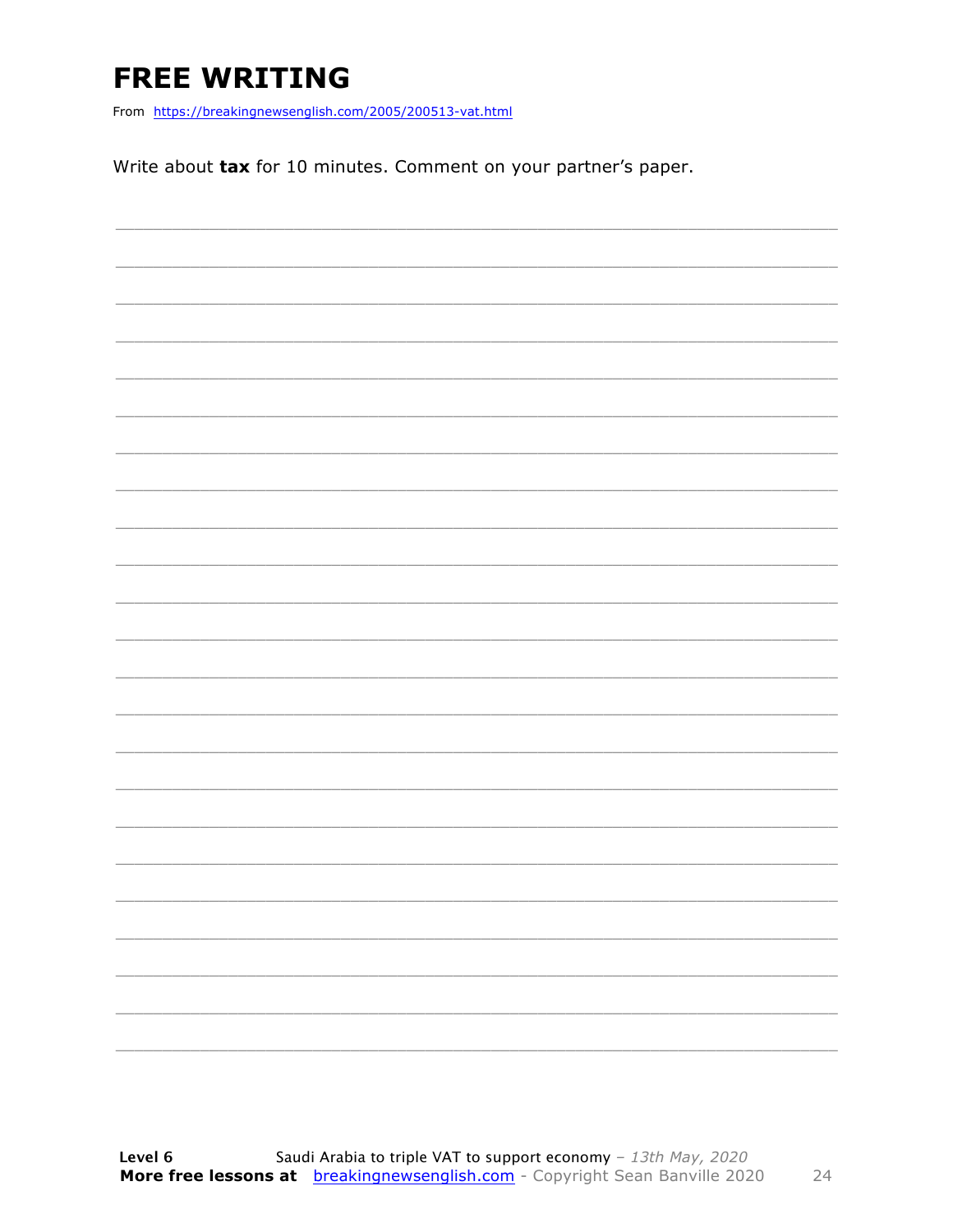# FREE WRITING

From https://breakingnewsenglish.com/2005/200513-vat.html

Write about **tax** for 10 minutes. Comment on your partner's paper.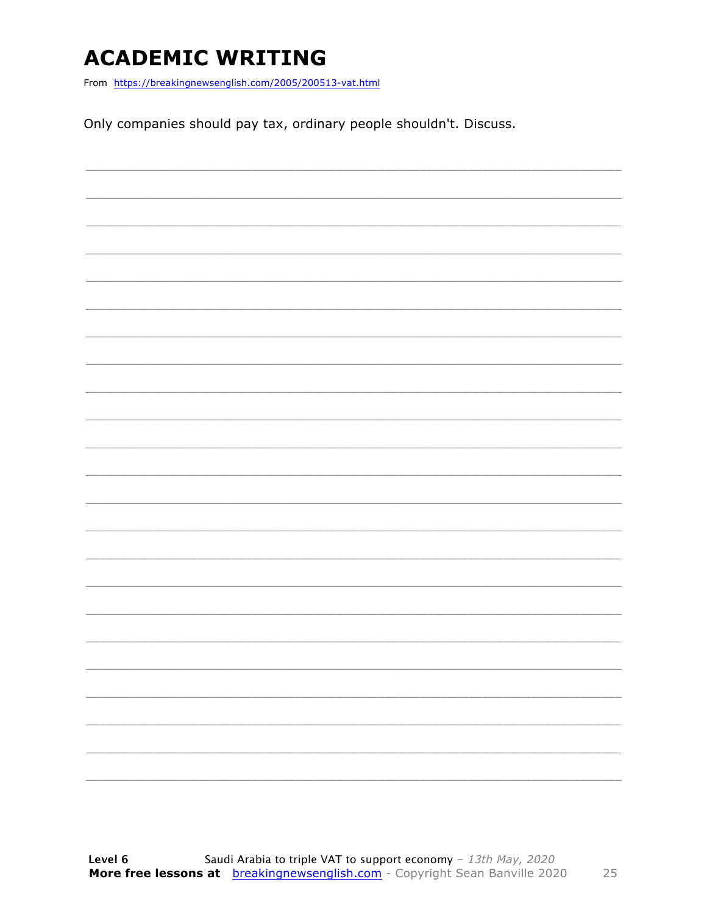# ACADEMIC WRITING

From https://breakingnewsenglish.com/2005/200513-vat.html

Only companies should pay tax, ordinary people shouldn't. Discuss.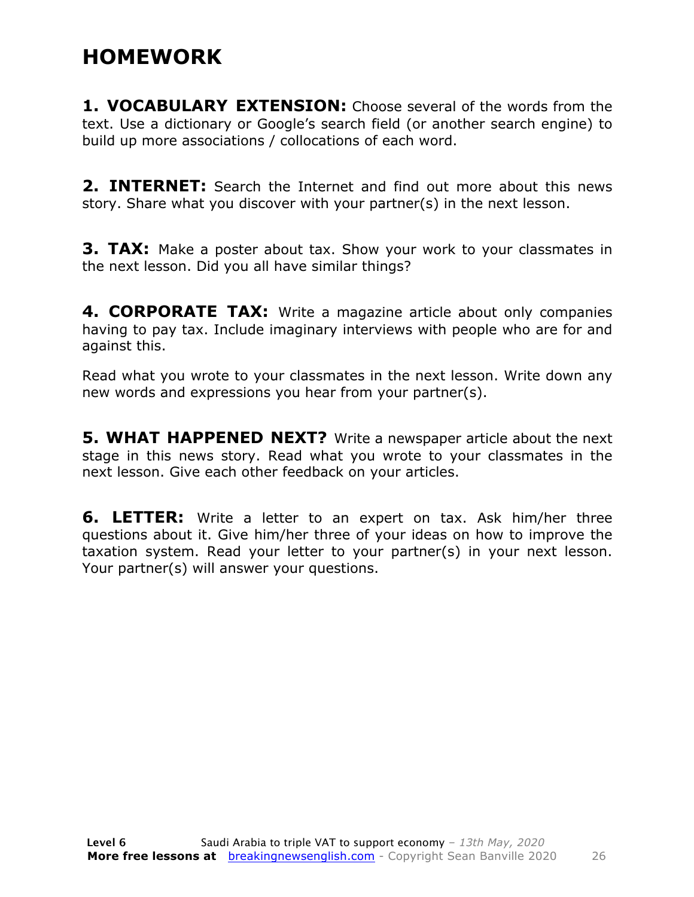# HOMEWORK

**1. VOCABULARY EXTENSION:** Choose several of the words from the text. Use a dictionary or Google's search field (or another search engine) to build up more associations / collocations of each word.

**2. INTERNET:** Search the Internet and find out more about this news story. Share what you discover with your partner(s) in the next lesson.

**3. TAX:** Make a poster about tax. Show your work to your classmates in the next lesson. Did you all have similar things?

**4. CORPORATE TAX:** Write a magazine article about only companies having to pay tax. Include imaginary interviews with people who are for and against this.

Read what you wrote to your classmates in the next lesson. Write down any new words and expressions you hear from your partner(s).

**5. WHAT HAPPENED NEXT?** Write a newspaper article about the next stage in this news story. Read what you wrote to your classmates in the next lesson. Give each other feedback on your articles.

**6. LETTER:** Write a letter to an expert on tax. Ask him/her three questions about it. Give him/her three of your ideas on how to improve the taxation system. Read your letter to your partner(s) in your next lesson. Your partner(s) will answer your questions.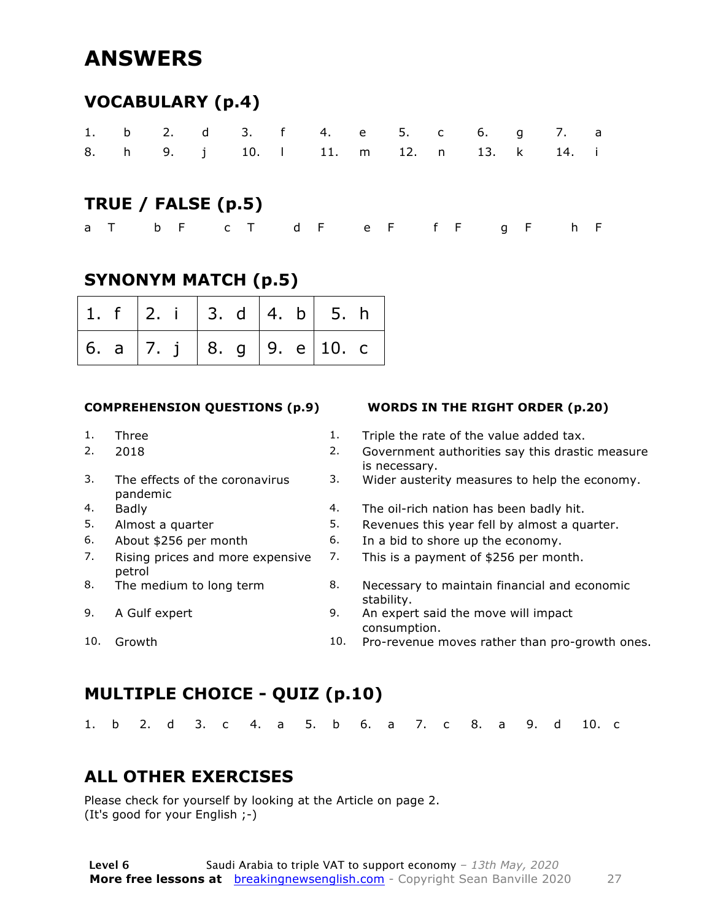# ANSWERS

## VOCABULARY (p.4)

| | | | | | | |
|---|---|---|---|---|---|---|
| 1. b | 2. d | 3. f | 4. e | 5. c | 6. g | 7. a |
| 8. h | 9. j | 10. l | 11. m | 12. n | 13. k | 14. i |

## TRUE / FALSE (p.5)

a T   b F   c T   d F   e F   f F   g F   h F

## SYNONYM MATCH (p.5)

| | | | | |
|---|---|---|---|---|
| 1. f | 2. i | 3. d | 4. b | 5. h |
| 6. a | 7. j | 8. g | 9. e | 10. c |

### COMPREHENSION QUESTIONS (p.9)

1. Three
2. 2018
3. The effects of the coronavirus pandemic
4. Badly
5. Almost a quarter
6. About $256 per month
7. Rising prices and more expensive petrol
8. The medium to long term
9. A Gulf expert
10. Growth

### WORDS IN THE RIGHT ORDER (p.20)

1. Triple the rate of the value added tax.
2. Government authorities say this drastic measure is necessary.
3. Wider austerity measures to help the economy.
4. The oil-rich nation has been badly hit.
5. Revenues this year fell by almost a quarter.
6. In a bid to shore up the economy.
7. This is a payment of $256 per month.
8. Necessary to maintain financial and economic stability.
9. An expert said the move will impact consumption.
10. Pro-revenue moves rather than pro-growth ones.

## MULTIPLE CHOICE - QUIZ (p.10)

1. b   2. d   3. c   4. a   5. b   6. a   7. c   8. a   9. d   10. c

## ALL OTHER EXERCISES

Please check for yourself by looking at the Article on page 2.
(It's good for your English ;-)